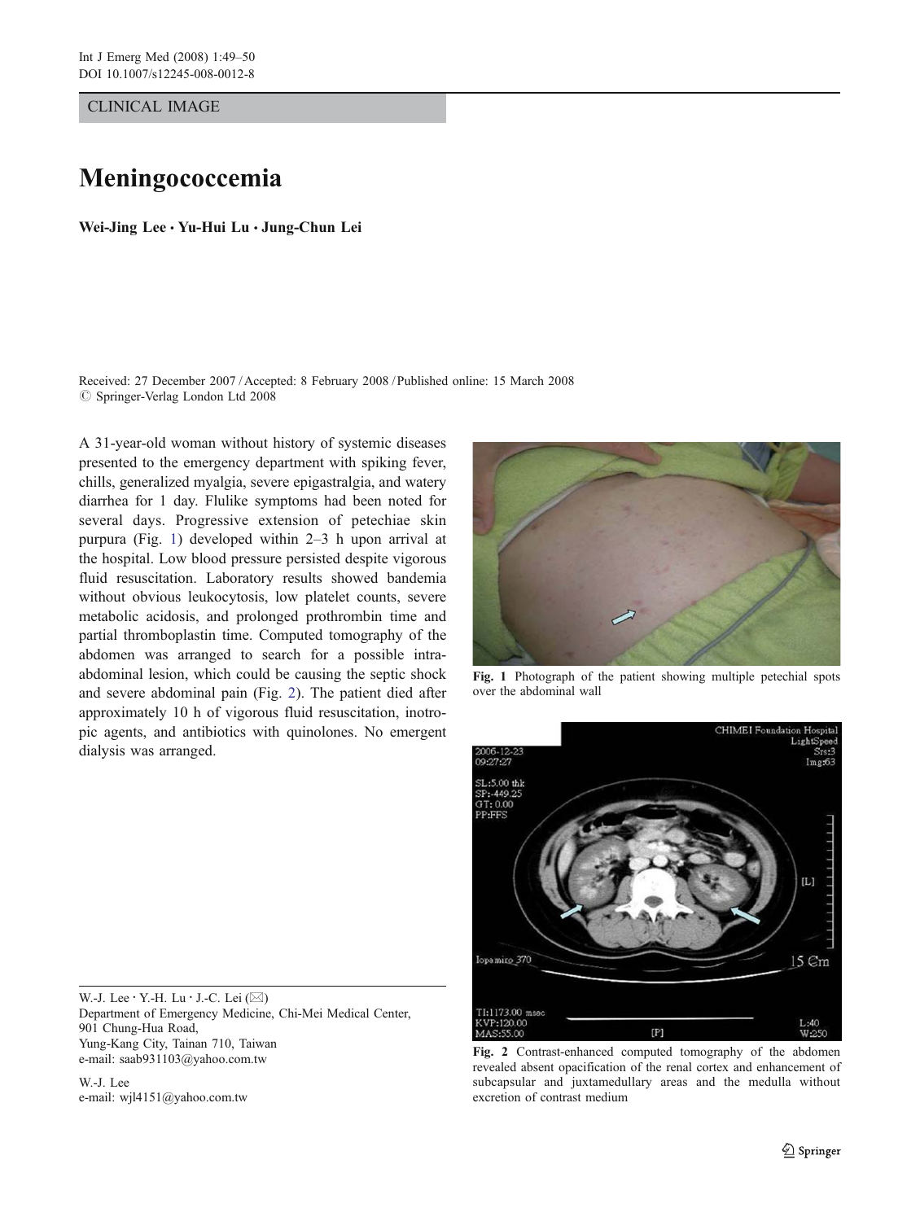CLINICAL IMAGE

# Meningococcemia

**Wei-Jing Lee · Yu-Hui Lu · Jung-Chun Lei**

Received: 27 December 2007 / Accepted: 8 February 2008 / Published online: 15 March 2008
© Springer-Verlag London Ltd 2008

A 31-year-old woman without history of systemic diseases presented to the emergency department with spiking fever, chills, generalized myalgia, severe epigastralgia, and watery diarrhea for 1 day. Flulike symptoms had been noted for several days. Progressive extension of petechiae skin purpura (Fig. 1) developed within 2–3 h upon arrival at the hospital. Low blood pressure persisted despite vigorous fluid resuscitation. Laboratory results showed bandemia without obvious leukocytosis, low platelet counts, severe metabolic acidosis, and prolonged prothrombin time and partial thromboplastin time. Computed tomography of the abdomen was arranged to search for a possible intra-abdominal lesion, which could be causing the septic shock and severe abdominal pain (Fig. 2). The patient died after approximately 10 h of vigorous fluid resuscitation, inotropic agents, and antibiotics with quinolones. No emergent dialysis was arranged.

**Fig. 1** Photograph of the patient showing multiple petechial spots over the abdominal wall

**Fig. 2** Contrast-enhanced computed tomography of the abdomen revealed absent opacification of the renal cortex and enhancement of subcapsular and juxtamedullary areas and the medulla without excretion of contrast medium

W.-J. Lee · Y.-H. Lu · J.-C. Lei (✉)
Department of Emergency Medicine, Chi-Mei Medical Center,
901 Chung-Hua Road,
Yung-Kang City, Tainan 710, Taiwan
e-mail: saab931103@yahoo.com.tw

W.-J. Lee
e-mail: wjl4151@yahoo.com.tw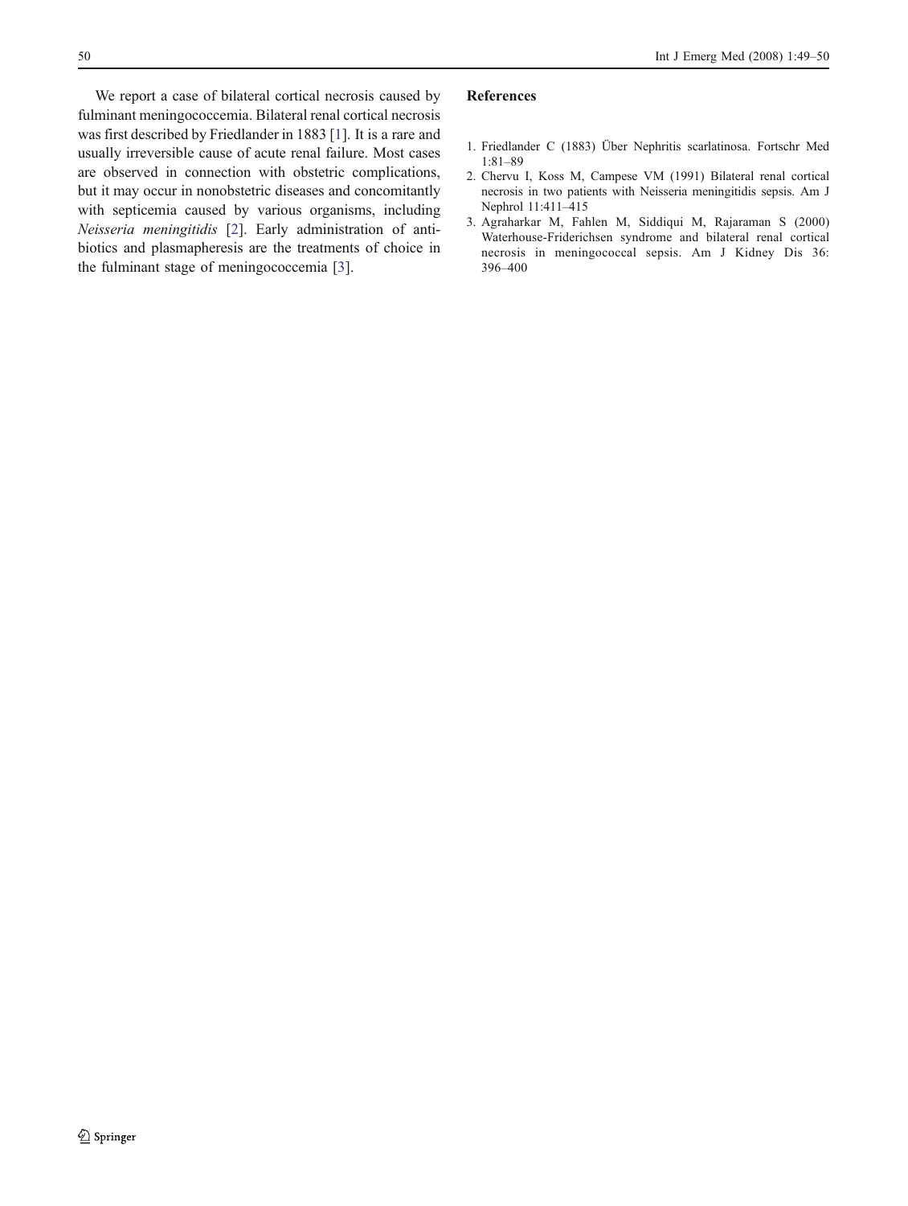We report a case of bilateral cortical necrosis caused by fulminant meningococcemia. Bilateral renal cortical necrosis was first described by Friedlander in 1883 [1]. It is a rare and usually irreversible cause of acute renal failure. Most cases are observed in connection with obstetric complications, but it may occur in nonobstetric diseases and concomitantly with septicemia caused by various organisms, including *Neisseria meningitidis* [2]. Early administration of antibiotics and plasmapheresis are the treatments of choice in the fulminant stage of meningococcemia [3].

## References

1. Friedlander C (1883) Über Nephritis scarlatinosa. Fortschr Med 1:81–89
2. Chervu I, Koss M, Campese VM (1991) Bilateral renal cortical necrosis in two patients with Neisseria meningitidis sepsis. Am J Nephrol 11:411–415
3. Agraharkar M, Fahlen M, Siddiqui M, Rajaraman S (2000) Waterhouse-Friderichsen syndrome and bilateral renal cortical necrosis in meningococcal sepsis. Am J Kidney Dis 36: 396–400